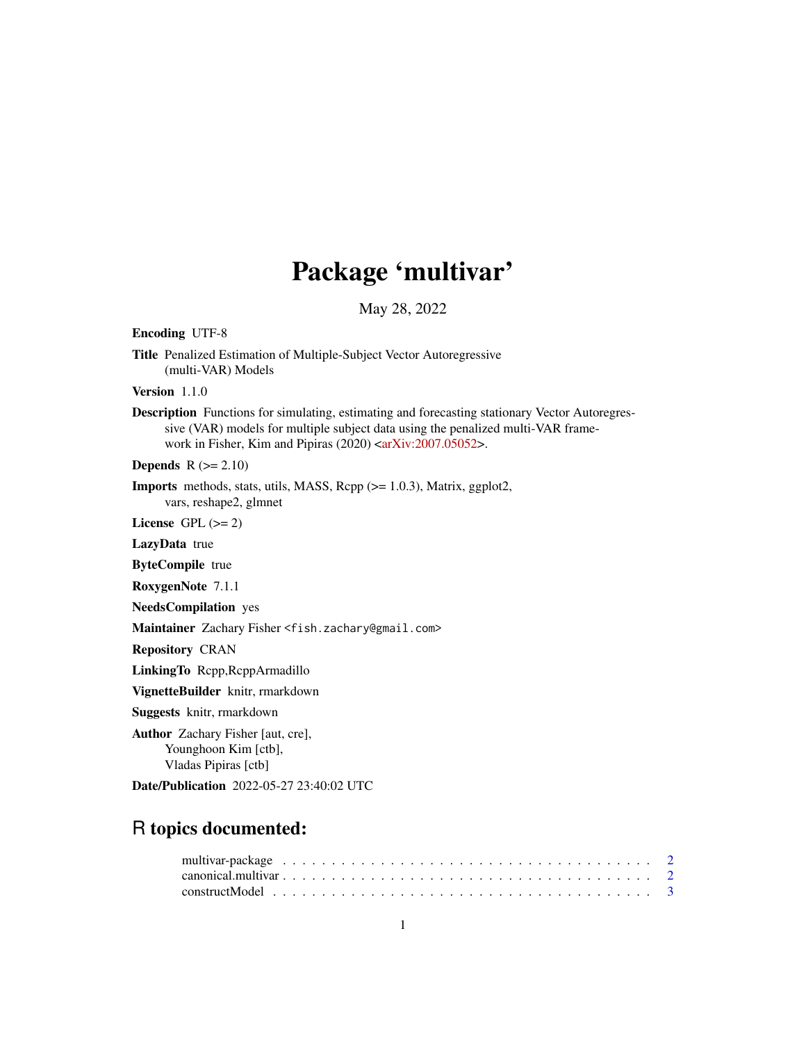# Package 'multivar'

May 28, 2022

**Encoding** UTF-8

**Title** Penalized Estimation of Multiple-Subject Vector Autoregressive (multi-VAR) Models

**Version** 1.1.0

**Description** Functions for simulating, estimating and forecasting stationary Vector Autoregressive (VAR) models for multiple subject data using the penalized multi-VAR framework in Fisher, Kim and Pipiras (2020) <arXiv:2007.05052>.

**Depends** R (>= 2.10)

**Imports** methods, stats, utils, MASS, Rcpp (>= 1.0.3), Matrix, ggplot2, vars, reshape2, glmnet

**License** GPL (>= 2)

**LazyData** true

**ByteCompile** true

**RoxygenNote** 7.1.1

**NeedsCompilation** yes

**Maintainer** Zachary Fisher <fish.zachary@gmail.com>

**Repository** CRAN

**LinkingTo** Rcpp,RcppArmadillo

**VignetteBuilder** knitr, rmarkdown

**Suggests** knitr, rmarkdown

**Author** Zachary Fisher [aut, cre],
Younghoon Kim [ctb],
Vladas Pipiras [ctb]

**Date/Publication** 2022-05-27 23:40:02 UTC

## R topics documented:

multivar-package . . . . . . . . . . . . . . . . . . . . . . . . . . . . . . . . . . . . 2
canonical.multivar . . . . . . . . . . . . . . . . . . . . . . . . . . . . . . . . . . . 2
constructModel . . . . . . . . . . . . . . . . . . . . . . . . . . . . . . . . . . . . . 3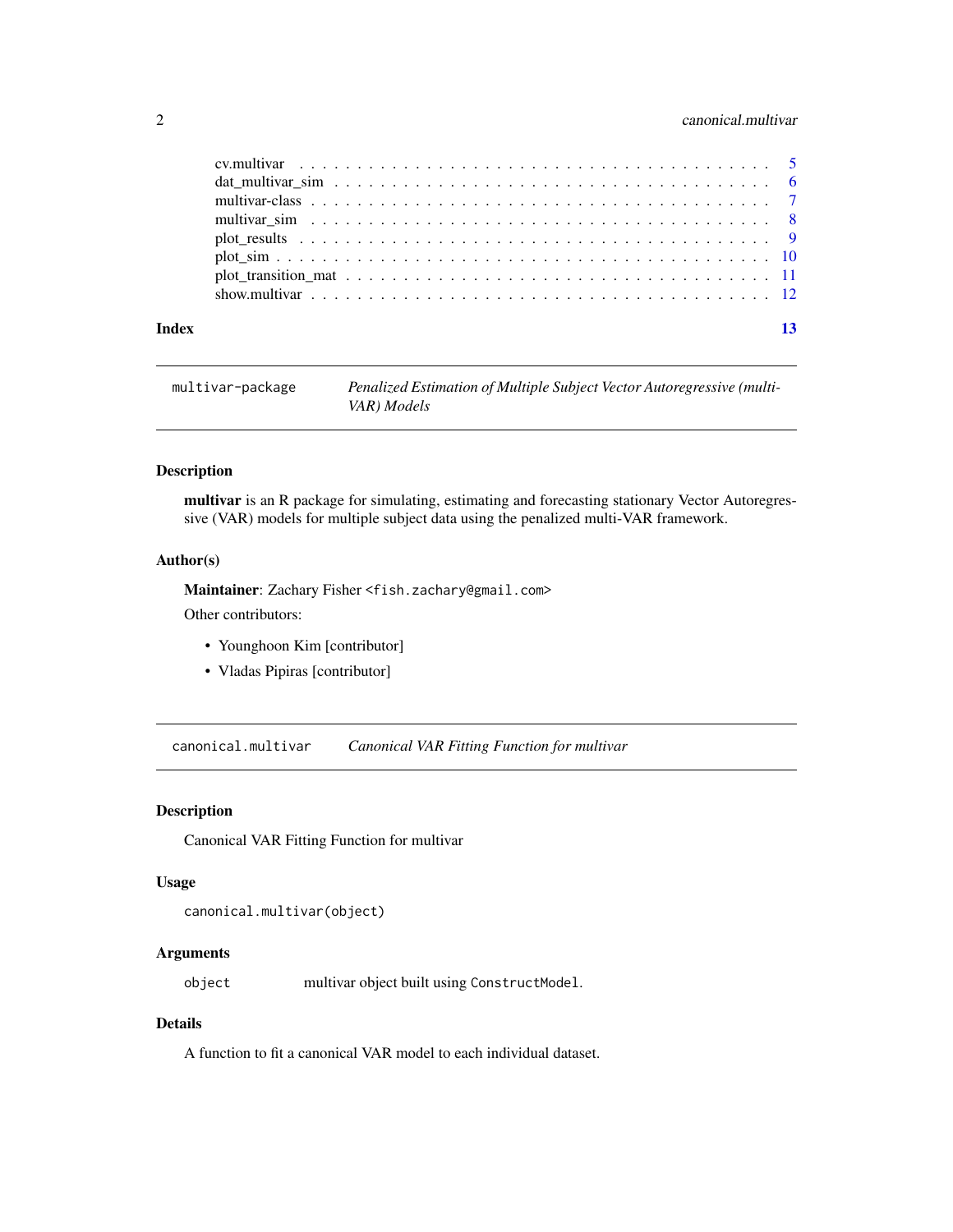cv.multivar . . . . . . . . . . . . . . . . . . . . . . . . . . . . . . . . . . . . . . 5
dat_multivar_sim . . . . . . . . . . . . . . . . . . . . . . . . . . . . . . . . . . . 6
multivar-class . . . . . . . . . . . . . . . . . . . . . . . . . . . . . . . . . . . . . 7
multivar_sim . . . . . . . . . . . . . . . . . . . . . . . . . . . . . . . . . . . . . 8
plot_results . . . . . . . . . . . . . . . . . . . . . . . . . . . . . . . . . . . . . . 9
plot_sim . . . . . . . . . . . . . . . . . . . . . . . . . . . . . . . . . . . . . . . . 10
plot_transition_mat . . . . . . . . . . . . . . . . . . . . . . . . . . . . . . . . . . 11
show.multivar . . . . . . . . . . . . . . . . . . . . . . . . . . . . . . . . . . . . . 12

**Index** **13**

---

## multivar-package — *Penalized Estimation of Multiple Subject Vector Autoregressive (multi-VAR) Models*

### Description

**multivar** is an R package for simulating, estimating and forecasting stationary Vector Autoregressive (VAR) models for multiple subject data using the penalized multi-VAR framework.

### Author(s)

**Maintainer**: Zachary Fisher <fish.zachary@gmail.com>

Other contributors:

- Younghoon Kim [contributor]
- Vladas Pipiras [contributor]

---

## canonical.multivar — *Canonical VAR Fitting Function for multivar*

### Description

Canonical VAR Fitting Function for multivar

### Usage

```
canonical.multivar(object)
```

### Arguments

| | |
|---|---|
| object | multivar object built using ConstructModel. |

### Details

A function to fit a canonical VAR model to each individual dataset.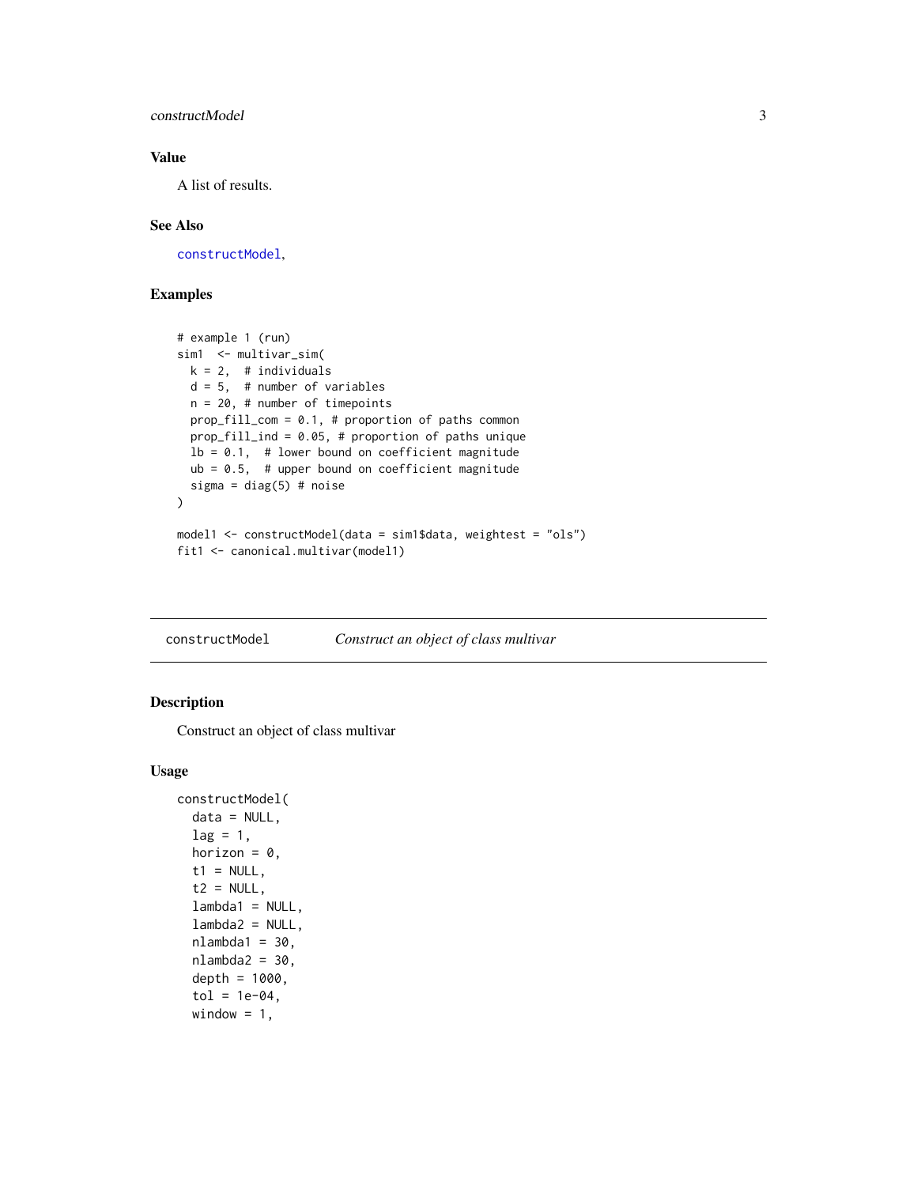### Value

A list of results.

### See Also

constructModel,

### Examples

```
# example 1 (run)
sim1  <- multivar_sim(
  k = 2,  # individuals
  d = 5,  # number of variables
  n = 20, # number of timepoints
  prop_fill_com = 0.1, # proportion of paths common
  prop_fill_ind = 0.05, # proportion of paths unique
  lb = 0.1,  # lower bound on coefficient magnitude
  ub = 0.5,  # upper bound on coefficient magnitude
  sigma = diag(5) # noise
)

model1 <- constructModel(data = sim1$data, weightest = "ols")
fit1 <- canonical.multivar(model1)
```

---

## constructModel — *Construct an object of class multivar*

### Description

Construct an object of class multivar

### Usage

```
constructModel(
  data = NULL,
  lag = 1,
  horizon = 0,
  t1 = NULL,
  t2 = NULL,
  lambda1 = NULL,
  lambda2 = NULL,
  nlambda1 = 30,
  nlambda2 = 30,
  depth = 1000,
  tol = 1e-04,
  window = 1,
```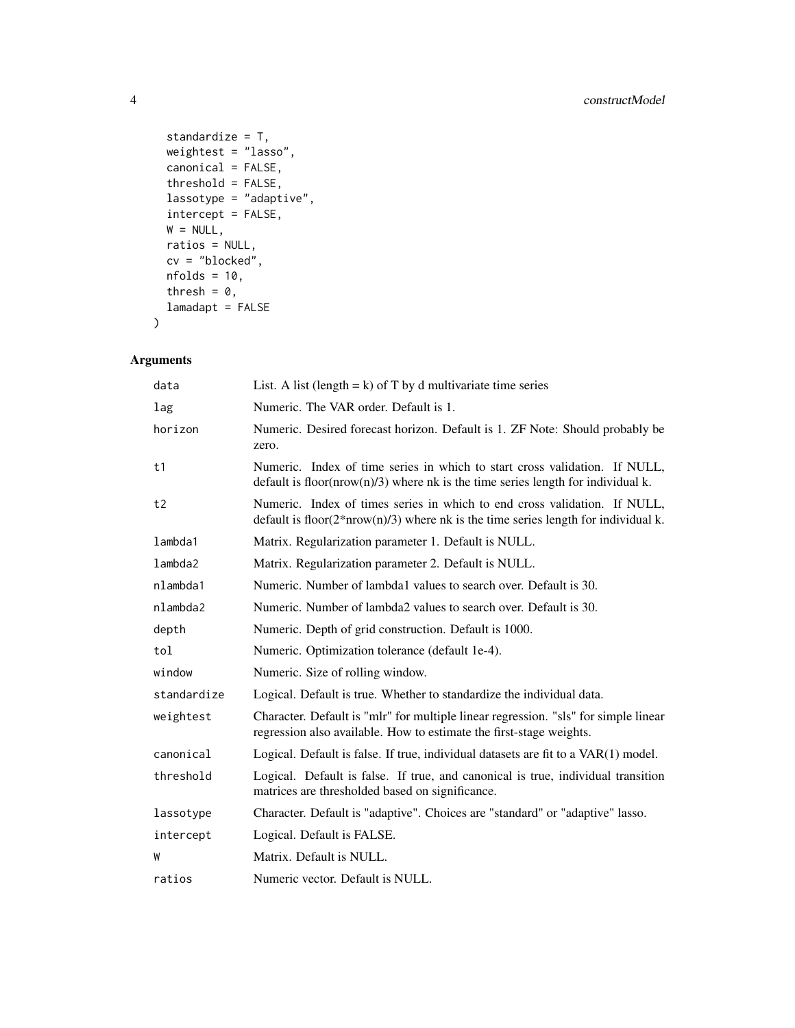```
  standardize = T,
  weightest = "lasso",
  canonical = FALSE,
  threshold = FALSE,
  lassotype = "adaptive",
  intercept = FALSE,
  W = NULL,
  ratios = NULL,
  cv = "blocked",
  nfolds = 10,
  thresh = 0,
  lamadapt = FALSE
)
```

## Arguments

| | |
|---|---|
| data | List. A list (length = k) of T by d multivariate time series |
| lag | Numeric. The VAR order. Default is 1. |
| horizon | Numeric. Desired forecast horizon. Default is 1. ZF Note: Should probably be zero. |
| t1 | Numeric. Index of time series in which to start cross validation. If NULL, default is floor(nrow(n)/3) where nk is the time series length for individual k. |
| t2 | Numeric. Index of times series in which to end cross validation. If NULL, default is floor(2*nrow(n)/3) where nk is the time series length for individual k. |
| lambda1 | Matrix. Regularization parameter 1. Default is NULL. |
| lambda2 | Matrix. Regularization parameter 2. Default is NULL. |
| nlambda1 | Numeric. Number of lambda1 values to search over. Default is 30. |
| nlambda2 | Numeric. Number of lambda2 values to search over. Default is 30. |
| depth | Numeric. Depth of grid construction. Default is 1000. |
| tol | Numeric. Optimization tolerance (default 1e-4). |
| window | Numeric. Size of rolling window. |
| standardize | Logical. Default is true. Whether to standardize the individual data. |
| weightest | Character. Default is "mlr" for multiple linear regression. "sls" for simple linear regression also available. How to estimate the first-stage weights. |
| canonical | Logical. Default is false. If true, individual datasets are fit to a VAR(1) model. |
| threshold | Logical. Default is false. If true, and canonical is true, individual transition matrices are thresholded based on significance. |
| lassotype | Character. Default is "adaptive". Choices are "standard" or "adaptive" lasso. |
| intercept | Logical. Default is FALSE. |
| W | Matrix. Default is NULL. |
| ratios | Numeric vector. Default is NULL. |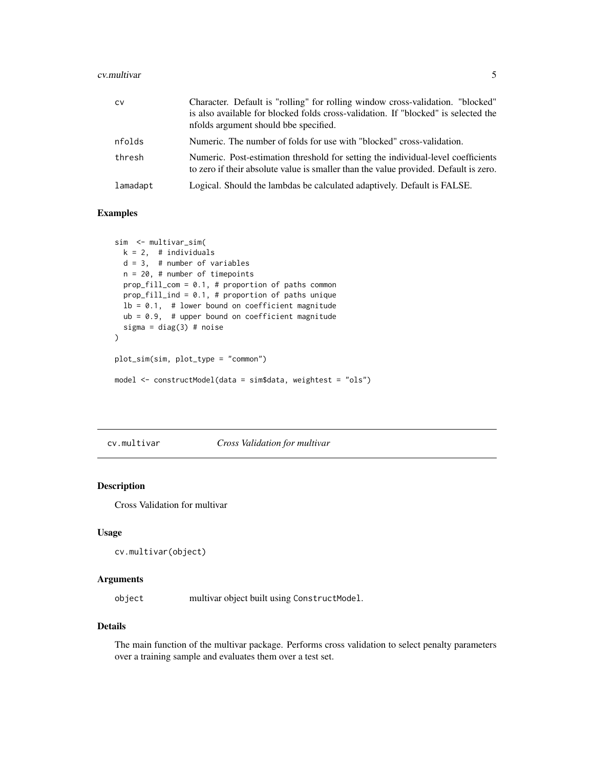| | |
|---|---|
| cv | Character. Default is "rolling" for rolling window cross-validation. "blocked" is also available for blocked folds cross-validation. If "blocked" is selected the nfolds argument should bbe specified. |
| nfolds | Numeric. The number of folds for use with "blocked" cross-validation. |
| thresh | Numeric. Post-estimation threshold for setting the individual-level coefficients to zero if their absolute value is smaller than the value provided. Default is zero. |
| lamadapt | Logical. Should the lambdas be calculated adaptively. Default is FALSE. |

## Examples

```
sim  <- multivar_sim(
  k = 2,  # individuals
  d = 3,  # number of variables
  n = 20, # number of timepoints
  prop_fill_com = 0.1, # proportion of paths common
  prop_fill_ind = 0.1, # proportion of paths unique
  lb = 0.1,  # lower bound on coefficient magnitude
  ub = 0.9,  # upper bound on coefficient magnitude
  sigma = diag(3) # noise
)

plot_sim(sim, plot_type = "common")

model <- constructModel(data = sim$data, weightest = "ols")
```

---

# cv.multivar    *Cross Validation for multivar*

## Description

Cross Validation for multivar

## Usage

```
cv.multivar(object)
```

## Arguments

| | |
|---|---|
| object | multivar object built using `ConstructModel`. |

## Details

The main function of the multivar package. Performs cross validation to select penalty parameters over a training sample and evaluates them over a test set.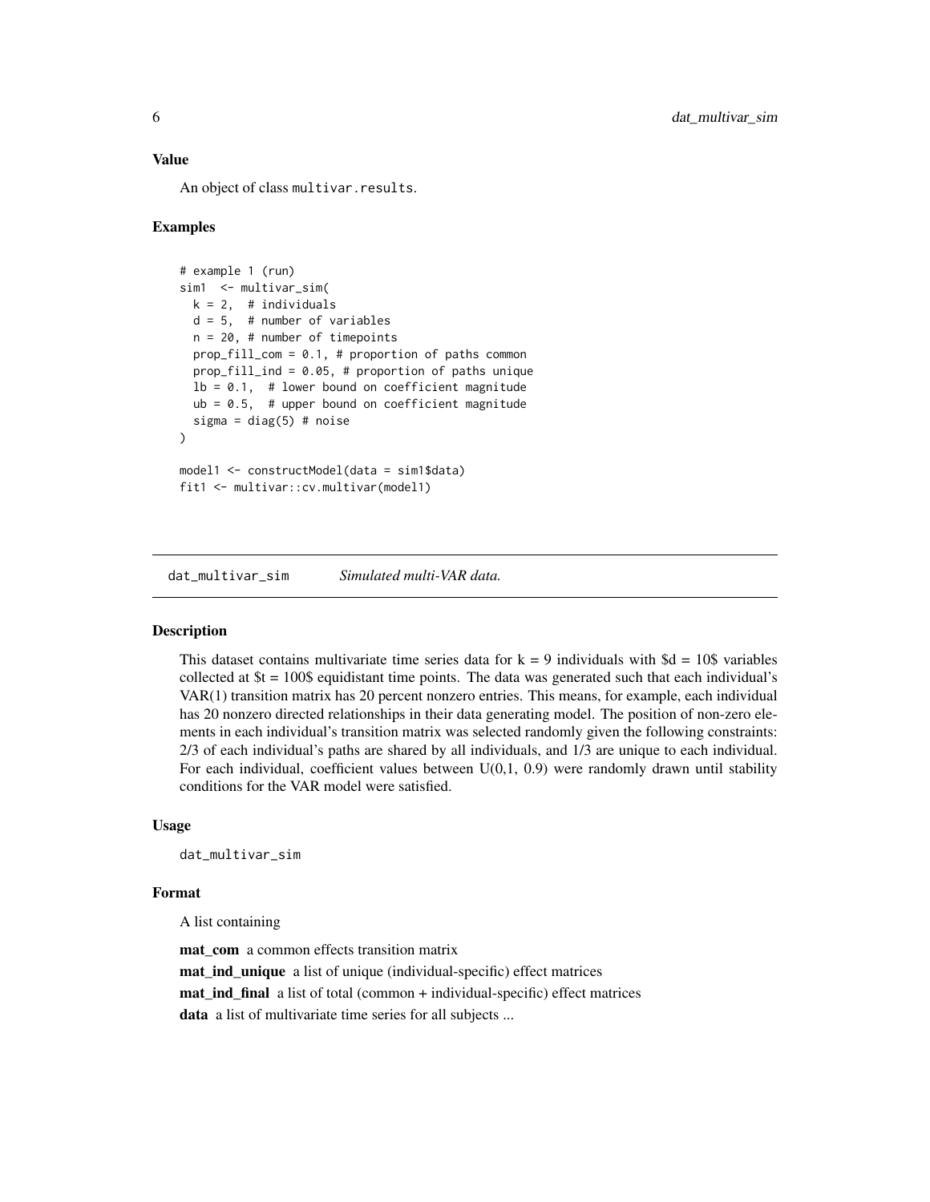### Value

An object of class `multivar.results`.

### Examples

```
# example 1 (run)
sim1  <- multivar_sim(
  k = 2,  # individuals
  d = 5,  # number of variables
  n = 20, # number of timepoints
  prop_fill_com = 0.1, # proportion of paths common
  prop_fill_ind = 0.05, # proportion of paths unique
  lb = 0.1,  # lower bound on coefficient magnitude
  ub = 0.5,  # upper bound on coefficient magnitude
  sigma = diag(5) # noise
)

model1 <- constructModel(data = sim1$data)
fit1 <- multivar::cv.multivar(model1)
```

---

## dat_multivar_sim — *Simulated multi-VAR data.*

### Description

This dataset contains multivariate time series data for k = 9 individuals with $d = 10$ variables collected at $t = 100$ equidistant time points. The data was generated such that each individual's VAR(1) transition matrix has 20 percent nonzero entries. This means, for example, each individual has 20 nonzero directed relationships in their data generating model. The position of non-zero elements in each individual's transition matrix was selected randomly given the following constraints: 2/3 of each individual's paths are shared by all individuals, and 1/3 are unique to each individual. For each individual, coefficient values between U(0,1, 0.9) were randomly drawn until stability conditions for the VAR model were satisfied.

### Usage

```
dat_multivar_sim
```

### Format

A list containing

**mat_com** a common effects transition matrix

**mat_ind_unique** a list of unique (individual-specific) effect matrices

**mat_ind_final** a list of total (common + individual-specific) effect matrices

**data** a list of multivariate time series for all subjects ...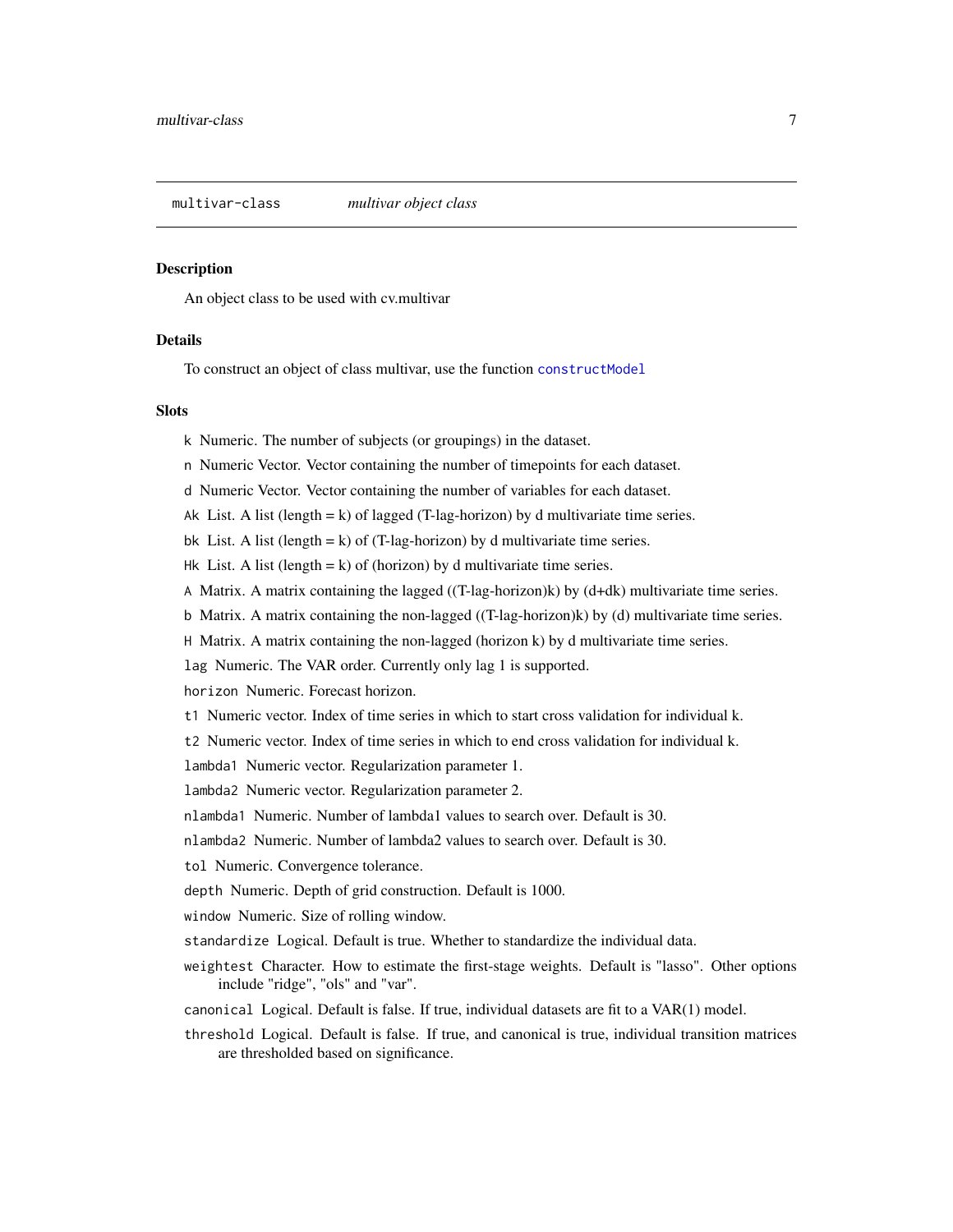## multivar-class *multivar object class*

### Description

An object class to be used with cv.multivar

### Details

To construct an object of class multivar, use the function `constructModel`

### Slots

- `k` Numeric. The number of subjects (or groupings) in the dataset.
- `n` Numeric Vector. Vector containing the number of timepoints for each dataset.
- `d` Numeric Vector. Vector containing the number of variables for each dataset.
- `Ak` List. A list (length = k) of lagged (T-lag-horizon) by d multivariate time series.
- `bk` List. A list (length = k) of (T-lag-horizon) by d multivariate time series.
- `Hk` List. A list (length = k) of (horizon) by d multivariate time series.
- `A` Matrix. A matrix containing the lagged ((T-lag-horizon)k) by (d+dk) multivariate time series.
- `b` Matrix. A matrix containing the non-lagged ((T-lag-horizon)k) by (d) multivariate time series.
- `H` Matrix. A matrix containing the non-lagged (horizon k) by d multivariate time series.
- `lag` Numeric. The VAR order. Currently only lag 1 is supported.
- `horizon` Numeric. Forecast horizon.
- `t1` Numeric vector. Index of time series in which to start cross validation for individual k.
- `t2` Numeric vector. Index of time series in which to end cross validation for individual k.
- `lambda1` Numeric vector. Regularization parameter 1.
- `lambda2` Numeric vector. Regularization parameter 2.
- `nlambda1` Numeric. Number of lambda1 values to search over. Default is 30.
- `nlambda2` Numeric. Number of lambda2 values to search over. Default is 30.
- `tol` Numeric. Convergence tolerance.
- `depth` Numeric. Depth of grid construction. Default is 1000.
- `window` Numeric. Size of rolling window.
- `standardize` Logical. Default is true. Whether to standardize the individual data.
- `weightest` Character. How to estimate the first-stage weights. Default is "lasso". Other options include "ridge", "ols" and "var".
- `canonical` Logical. Default is false. If true, individual datasets are fit to a VAR(1) model.
- `threshold` Logical. Default is false. If true, and canonical is true, individual transition matrices are thresholded based on significance.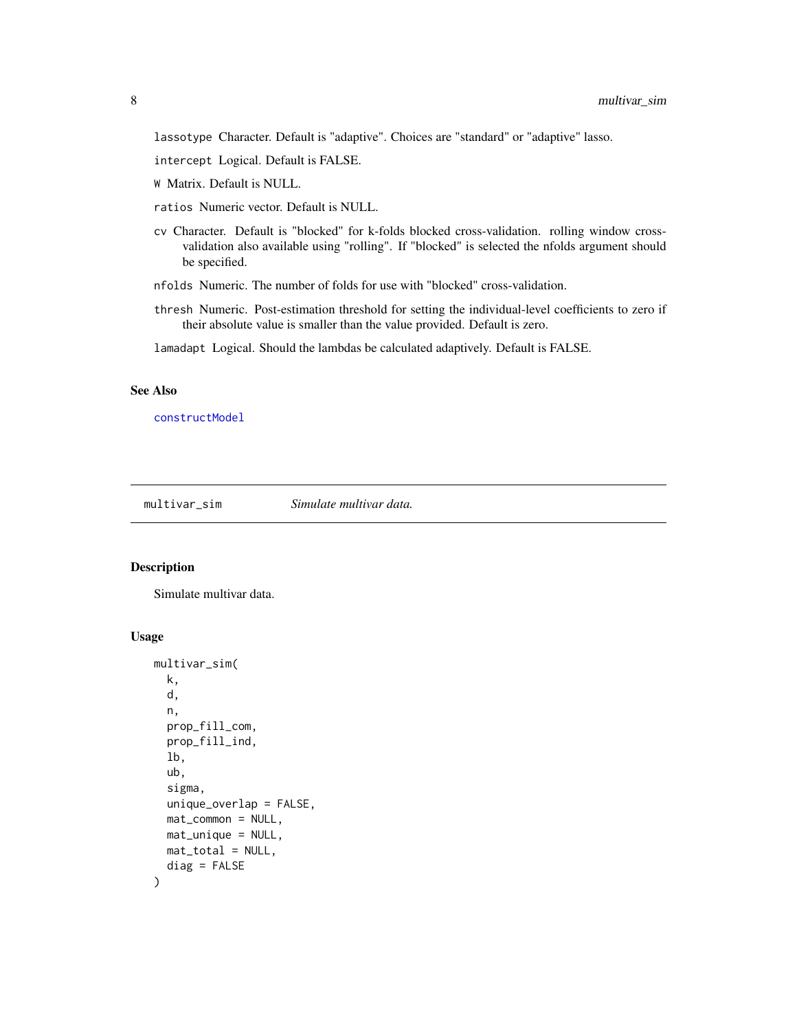lassotype Character. Default is "adaptive". Choices are "standard" or "adaptive" lasso.

intercept Logical. Default is FALSE.

W Matrix. Default is NULL.

ratios Numeric vector. Default is NULL.

cv Character. Default is "blocked" for k-folds blocked cross-validation. rolling window cross-validation also available using "rolling". If "blocked" is selected the nfolds argument should be specified.

nfolds Numeric. The number of folds for use with "blocked" cross-validation.

thresh Numeric. Post-estimation threshold for setting the individual-level coefficients to zero if their absolute value is smaller than the value provided. Default is zero.

lamadapt Logical. Should the lambdas be calculated adaptively. Default is FALSE.

### See Also

constructModel

---

## multivar_sim *Simulate multivar data.*

### Description

Simulate multivar data.

### Usage

```
multivar_sim(
  k,
  d,
  n,
  prop_fill_com,
  prop_fill_ind,
  lb,
  ub,
  sigma,
  unique_overlap = FALSE,
  mat_common = NULL,
  mat_unique = NULL,
  mat_total = NULL,
  diag = FALSE
)
```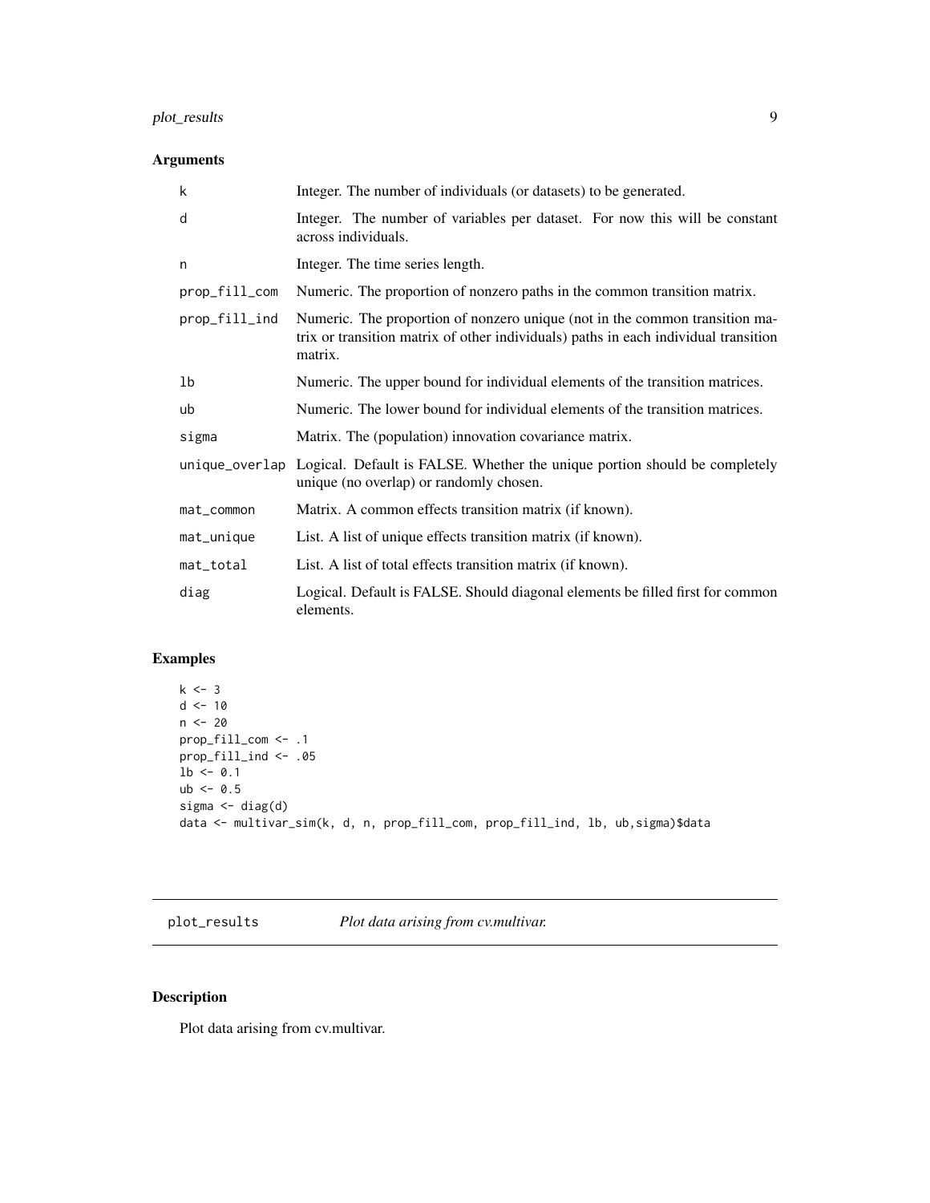## Arguments

| | |
|---|---|
| k | Integer. The number of individuals (or datasets) to be generated. |
| d | Integer. The number of variables per dataset. For now this will be constant across individuals. |
| n | Integer. The time series length. |
| prop_fill_com | Numeric. The proportion of nonzero paths in the common transition matrix. |
| prop_fill_ind | Numeric. The proportion of nonzero unique (not in the common transition matrix or transition matrix of other individuals) paths in each individual transition matrix. |
| lb | Numeric. The upper bound for individual elements of the transition matrices. |
| ub | Numeric. The lower bound for individual elements of the transition matrices. |
| sigma | Matrix. The (population) innovation covariance matrix. |
| unique_overlap | Logical. Default is FALSE. Whether the unique portion should be completely unique (no overlap) or randomly chosen. |
| mat_common | Matrix. A common effects transition matrix (if known). |
| mat_unique | List. A list of unique effects transition matrix (if known). |
| mat_total | List. A list of total effects transition matrix (if known). |
| diag | Logical. Default is FALSE. Should diagonal elements be filled first for common elements. |

## Examples

```
k <- 3
d <- 10
n <- 20
prop_fill_com <- .1
prop_fill_ind <- .05
lb <- 0.1
ub <- 0.5
sigma <- diag(d)
data <- multivar_sim(k, d, n, prop_fill_com, prop_fill_ind, lb, ub,sigma)$data
```

---

# plot_results &nbsp;&nbsp;&nbsp;&nbsp; *Plot data arising from cv.multivar.*

---

## Description

Plot data arising from cv.multivar.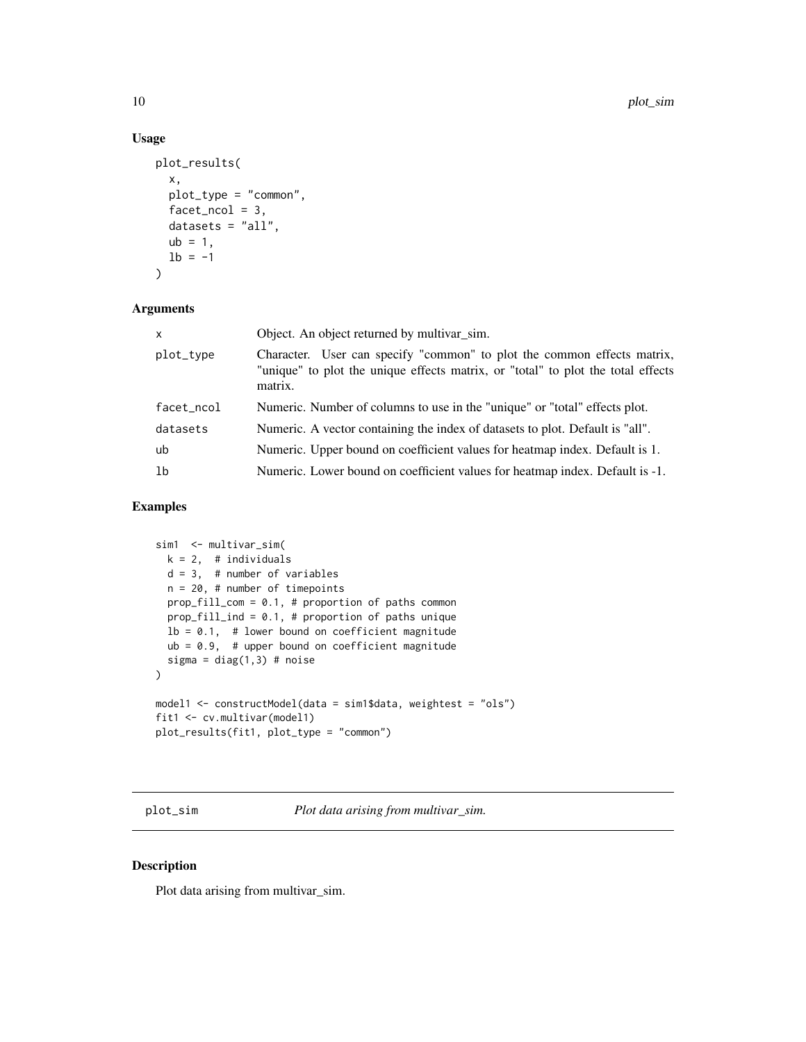## Usage

```
plot_results(
  x,
  plot_type = "common",
  facet_ncol = 3,
  datasets = "all",
  ub = 1,
  lb = -1
)
```

## Arguments

| Argument | Description |
|---|---|
| x | Object. An object returned by multivar_sim. |
| plot_type | Character. User can specify "common" to plot the common effects matrix, "unique" to plot the unique effects matrix, or "total" to plot the total effects matrix. |
| facet_ncol | Numeric. Number of columns to use in the "unique" or "total" effects plot. |
| datasets | Numeric. A vector containing the index of datasets to plot. Default is "all". |
| ub | Numeric. Upper bound on coefficient values for heatmap index. Default is 1. |
| lb | Numeric. Lower bound on coefficient values for heatmap index. Default is -1. |

## Examples

```
sim1  <- multivar_sim(
  k = 2,  # individuals
  d = 3,  # number of variables
  n = 20, # number of timepoints
  prop_fill_com = 0.1, # proportion of paths common
  prop_fill_ind = 0.1, # proportion of paths unique
  lb = 0.1,  # lower bound on coefficient magnitude
  ub = 0.9,  # upper bound on coefficient magnitude
  sigma = diag(1,3) # noise
)

model1 <- constructModel(data = sim1$data, weightest = "ols")
fit1 <- cv.multivar(model1)
plot_results(fit1, plot_type = "common")
```

---

# plot_sim — *Plot data arising from multivar_sim.*

## Description

Plot data arising from multivar_sim.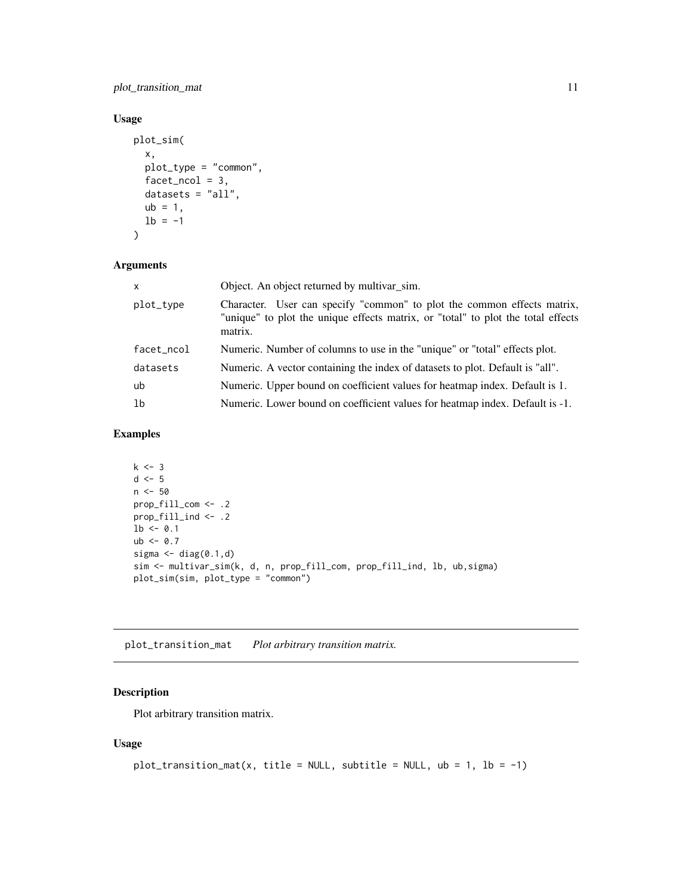### Usage

```
plot_sim(
  x,
  plot_type = "common",
  facet_ncol = 3,
  datasets = "all",
  ub = 1,
  lb = -1
)
```

### Arguments

| | |
|---|---|
| x | Object. An object returned by multivar_sim. |
| plot_type | Character. User can specify "common" to plot the common effects matrix, "unique" to plot the unique effects matrix, or "total" to plot the total effects matrix. |
| facet_ncol | Numeric. Number of columns to use in the "unique" or "total" effects plot. |
| datasets | Numeric. A vector containing the index of datasets to plot. Default is "all". |
| ub | Numeric. Upper bound on coefficient values for heatmap index. Default is 1. |
| lb | Numeric. Lower bound on coefficient values for heatmap index. Default is -1. |

### Examples

```
k <- 3
d <- 5
n <- 50
prop_fill_com <- .2
prop_fill_ind <- .2
lb <- 0.1
ub <- 0.7
sigma <- diag(0.1,d)
sim <- multivar_sim(k, d, n, prop_fill_com, prop_fill_ind, lb, ub,sigma)
plot_sim(sim, plot_type = "common")
```

---

## plot_transition_mat *Plot arbitrary transition matrix.*

### Description

Plot arbitrary transition matrix.

### Usage

```
plot_transition_mat(x, title = NULL, subtitle = NULL, ub = 1, lb = -1)
```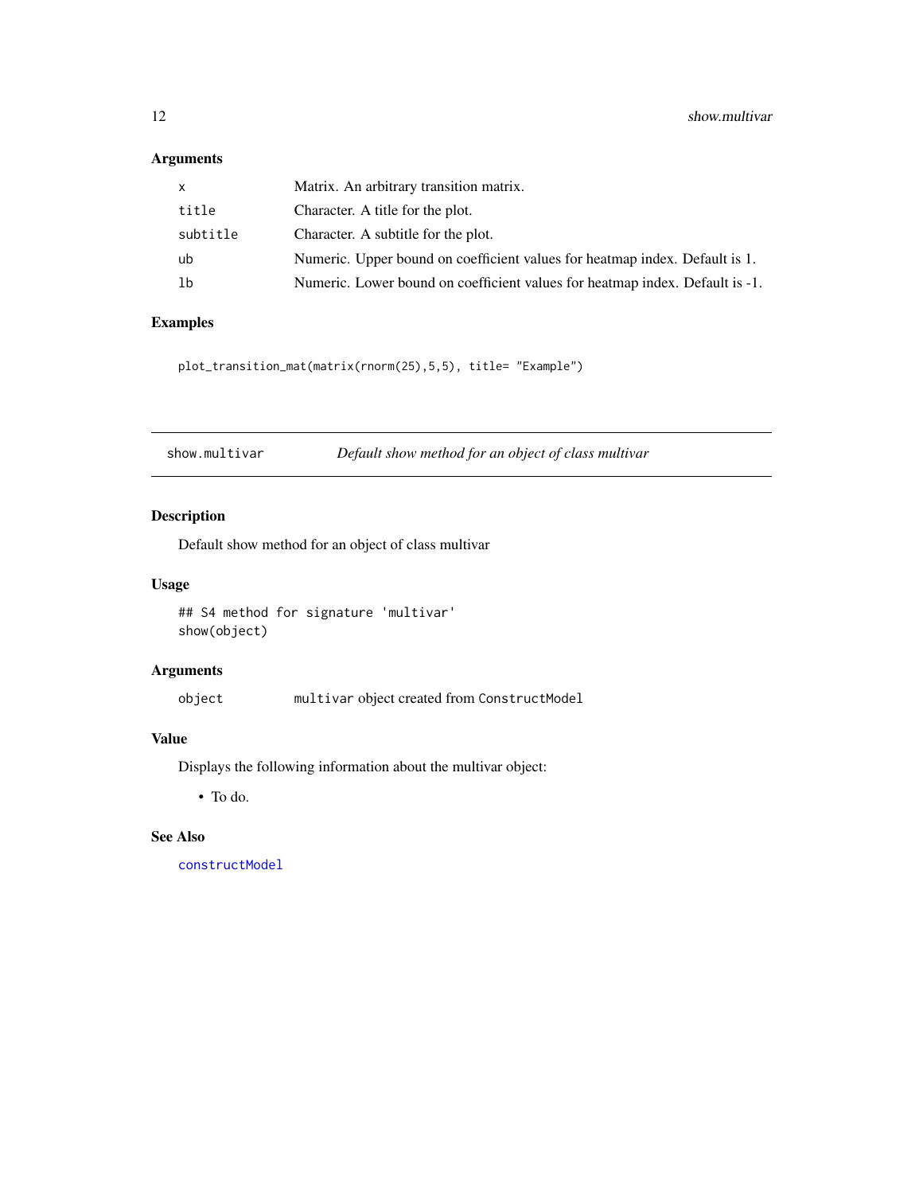### Arguments

| | |
|---|---|
| `x` | Matrix. An arbitrary transition matrix. |
| `title` | Character. A title for the plot. |
| `subtitle` | Character. A subtitle for the plot. |
| `ub` | Numeric. Upper bound on coefficient values for heatmap index. Default is 1. |
| `lb` | Numeric. Lower bound on coefficient values for heatmap index. Default is -1. |

### Examples

```
plot_transition_mat(matrix(rnorm(25),5,5), title= "Example")
```

---

## show.multivar — *Default show method for an object of class multivar*

### Description

Default show method for an object of class multivar

### Usage

```
## S4 method for signature 'multivar'
show(object)
```

### Arguments

| | |
|---|---|
| `object` | `multivar` object created from `ConstructModel` |

### Value

Displays the following information about the multivar object:

- To do.

### See Also

`constructModel`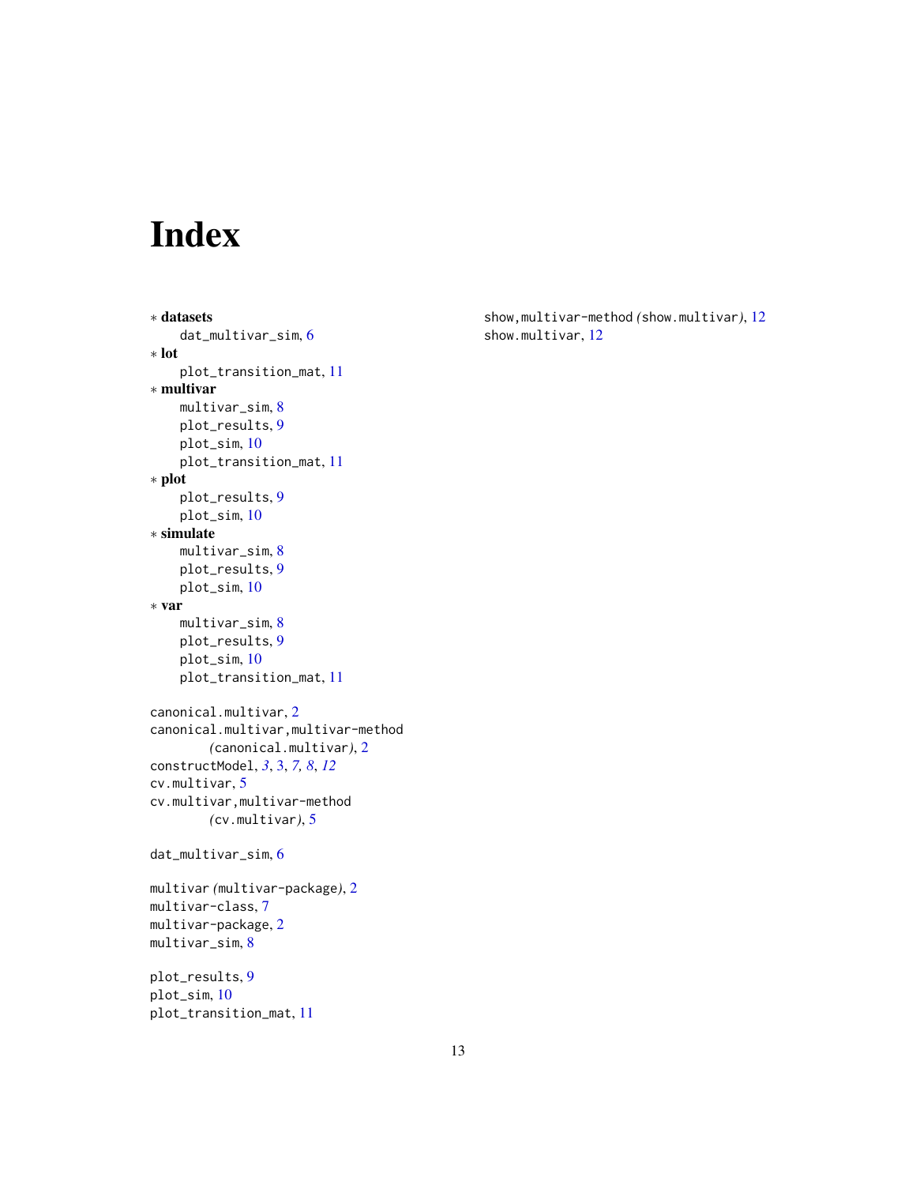# Index

∗ **datasets**
  dat_multivar_sim, 6

∗ **lot**
  plot_transition_mat, 11

∗ **multivar**
  multivar_sim, 8
  plot_results, 9
  plot_sim, 10
  plot_transition_mat, 11

∗ **plot**
  plot_results, 9
  plot_sim, 10

∗ **simulate**
  multivar_sim, 8
  plot_results, 9
  plot_sim, 10

∗ **var**
  multivar_sim, 8
  plot_results, 9
  plot_sim, 10
  plot_transition_mat, 11

canonical.multivar, 2
canonical.multivar,multivar-method
  *(*canonical.multivar*)*, 2
constructModel, *3*, 3, *7, 8*, *12*
cv.multivar, 5
cv.multivar,multivar-method
  *(*cv.multivar*)*, 5

dat_multivar_sim, 6

multivar *(*multivar-package*)*, 2
multivar-class, 7
multivar-package, 2
multivar_sim, 8

plot_results, 9
plot_sim, 10
plot_transition_mat, 11

show,multivar-method *(*show.multivar*)*, 12
show.multivar, 12